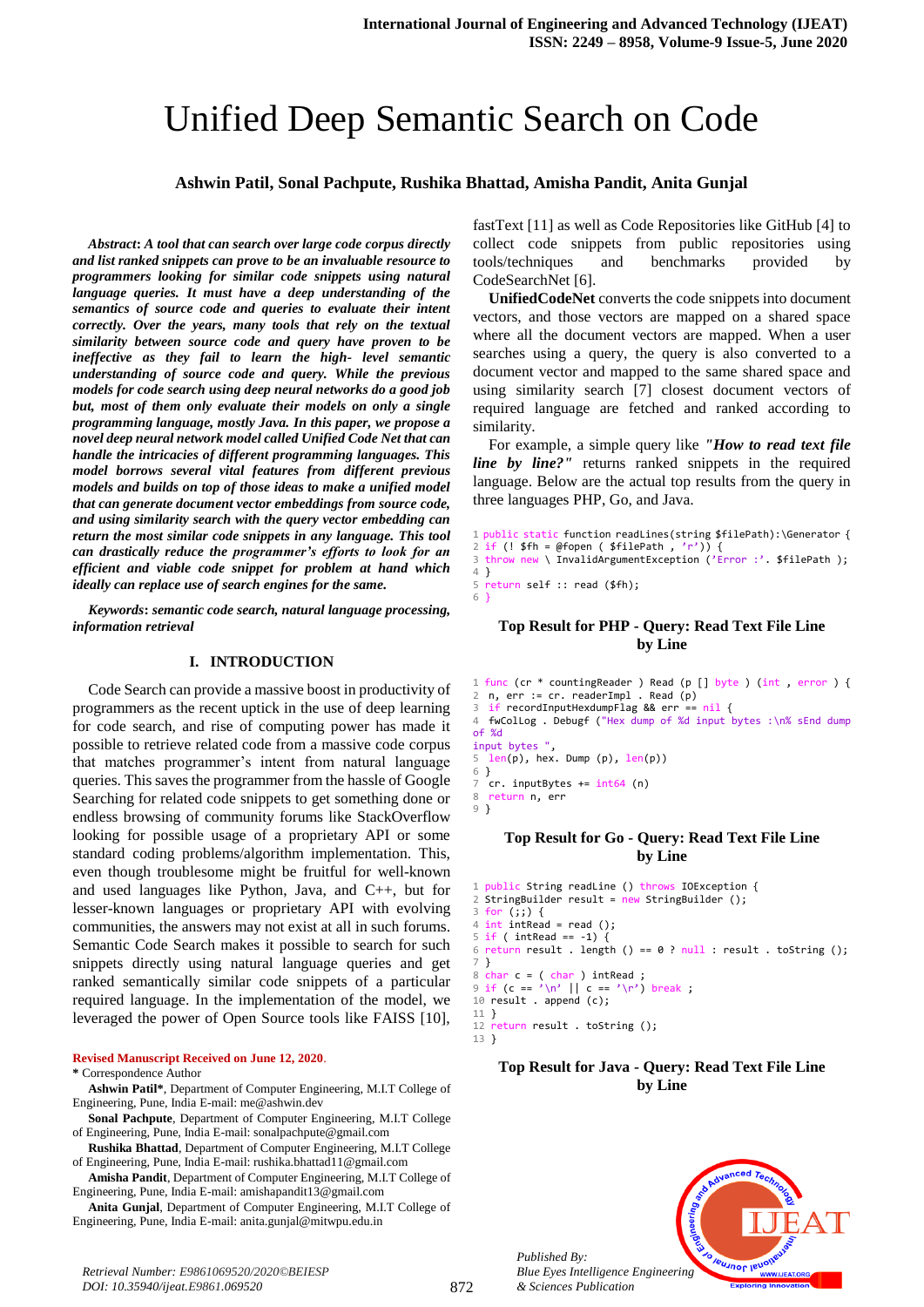# Unified Deep Semantic Search on Code

**Ashwin Patil, Sonal Pachpute, Rushika Bhattad, Amisha Pandit, Anita Gunjal**

***Abstract*: *A tool that can search over large code corpus directly and list ranked snippets can prove to be an invaluable resource to programmers looking for similar code snippets using natural language queries. It must have a deep understanding of the semantics of source code and queries to evaluate their intent correctly. Over the years, many tools that rely on the textual similarity between source code and query have proven to be ineffective as they fail to learn the high- level semantic understanding of source code and query. While the previous models for code search using deep neural networks do a good job but, most of them only evaluate their models on only a single programming language, mostly Java. In this paper, we propose a novel deep neural network model called Unified Code Net that can handle the intricacies of different programming languages. This model borrows several vital features from different previous models and builds on top of those ideas to make a unified model that can generate document vector embeddings from source code, and using similarity search with the query vector embedding can return the most similar code snippets in any language. This tool can drastically reduce the programmer's efforts to look for an efficient and viable code snippet for problem at hand which ideally can replace use of search engines for the same.***

***Keywords*: *semantic code search, natural language processing, information retrieval***

## I. INTRODUCTION

Code Search can provide a massive boost in productivity of programmers as the recent uptick in the use of deep learning for code search, and rise of computing power has made it possible to retrieve related code from a massive code corpus that matches programmer's intent from natural language queries. This saves the programmer from the hassle of Google Searching for related code snippets to get something done or endless browsing of community forums like StackOverflow looking for possible usage of a proprietary API or some standard coding problems/algorithm implementation. This, even though troublesome might be fruitful for well-known and used languages like Python, Java, and C++, but for lesser-known languages or proprietary API with evolving communities, the answers may not exist at all in such forums. Semantic Code Search makes it possible to search for such snippets directly using natural language queries and get ranked semantically similar code snippets of a particular required language. In the implementation of the model, we leveraged the power of Open Source tools like FAISS [10], fastText [11] as well as Code Repositories like GitHub [4] to collect code snippets from public repositories using tools/techniques and benchmarks provided by CodeSearchNet [6].

**UnifiedCodeNet** converts the code snippets into document vectors, and those vectors are mapped on a shared space where all the document vectors are mapped. When a user searches using a query, the query is also converted to a document vector and mapped to the same shared space and using similarity search [7] closest document vectors of required language are fetched and ranked according to similarity.

For example, a simple query like ***"How to read text file line by line?"*** returns ranked snippets in the required language. Below are the actual top results from the query in three languages PHP, Go, and Java.

```
1 public static function readLines(string $filePath):\Generator {
2 if (! $fh = @fopen ( $filePath , 'r')) {
3 throw new \ InvalidArgumentException ('Error :'. $filePath );
4 }
5 return self :: read ($fh);
6 }
```

**Top Result for PHP - Query: Read Text File Line by Line**

```
1 func (cr * countingReader ) Read (p [] byte ) (int , error ) {
2 n, err := cr. readerImpl . Read (p)
3 if recordInputHexdumpFlag && err == nil {
4 fwColLog . Debugf ("Hex dump of %d input bytes :\n% sEnd dump of %d
input bytes ",
5 len(p), hex. Dump (p), len(p))
6 }
7 cr. inputBytes += int64 (n)
8 return n, err
9 }
```

**Top Result for Go - Query: Read Text File Line by Line**

```
1 public String readLine () throws IOException {
2 StringBuilder result = new StringBuilder ();
3 for (;;) {
4 int intRead = read ();
5 if ( intRead == -1) {
6 return result . length () == 0 ? null : result . toString ();
7 }
8 char c = ( char ) intRead ;
9 if (c == '\n' || c == '\r') break ;
10 result . append (c);
11 }
12 return result . toString ();
13 }
```

**Top Result for Java - Query: Read Text File Line by Line**

**Revised Manuscript Received on June 12, 2020.**

**\*** Correspondence Author

**Ashwin Patil\***, Department of Computer Engineering, M.I.T College of Engineering, Pune, India E-mail: me@ashwin.dev

**Sonal Pachpute**, Department of Computer Engineering, M.I.T College of Engineering, Pune, India E-mail: sonalpachpute@gmail.com

**Rushika Bhattad**, Department of Computer Engineering, M.I.T College of Engineering, Pune, India E-mail: rushika.bhattad11@gmail.com

**Amisha Pandit**, Department of Computer Engineering, M.I.T College of Engineering, Pune, India E-mail: amishapandit13@gmail.com

**Anita Gunjal**, Department of Computer Engineering, M.I.T College of Engineering, Pune, India E-mail: anita.gunjal@mitwpu.edu.in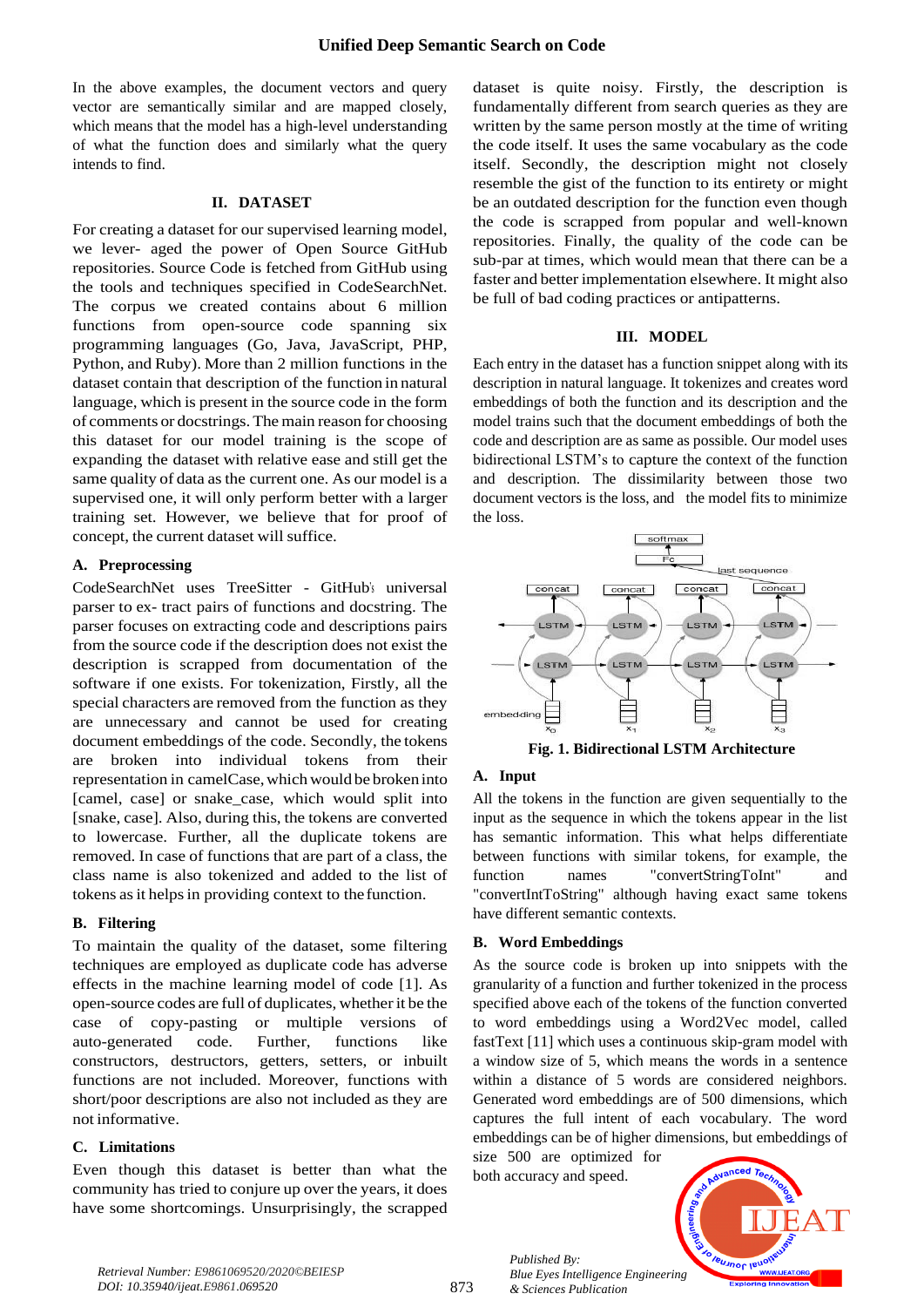In the above examples, the document vectors and query vector are semantically similar and are mapped closely, which means that the model has a high-level understanding of what the function does and similarly what the query intends to find.

## II. DATASET

For creating a dataset for our supervised learning model, we lever- aged the power of Open Source GitHub repositories. Source Code is fetched from GitHub using the tools and techniques specified in CodeSearchNet. The corpus we created contains about 6 million functions from open-source code spanning six programming languages (Go, Java, JavaScript, PHP, Python, and Ruby). More than 2 million functions in the dataset contain that description of the function in natural language, which is present in the source code in the form of comments or docstrings. The main reason for choosing this dataset for our model training is the scope of expanding the dataset with relative ease and still get the same quality of data as the current one. As our model is a supervised one, it will only perform better with a larger training set. However, we believe that for proof of concept, the current dataset will suffice.

### A. Preprocessing

CodeSearchNet uses TreeSitter - GitHub's universal parser to ex- tract pairs of functions and docstring. The parser focuses on extracting code and descriptions pairs from the source code if the description does not exist the description is scrapped from documentation of the software if one exists. For tokenization, Firstly, all the special characters are removed from the function as they are unnecessary and cannot be used for creating document embeddings of the code. Secondly, the tokens are broken into individual tokens from their representation in camelCase, which would be broken into [camel, case] or snake_case, which would split into [snake, case]. Also, during this, the tokens are converted to lowercase. Further, all the duplicate tokens are removed. In case of functions that are part of a class, the class name is also tokenized and added to the list of tokens as it helps in providing context to the function.

### B. Filtering

To maintain the quality of the dataset, some filtering techniques are employed as duplicate code has adverse effects in the machine learning model of code [1]. As open-source codes are full of duplicates, whether it be the case of copy-pasting or multiple versions of auto-generated code. Further, functions like constructors, destructors, getters, setters, or inbuilt functions are not included. Moreover, functions with short/poor descriptions are also not included as they are not informative.

### C. Limitations

Even though this dataset is better than what the community has tried to conjure up over the years, it does have some shortcomings. Unsurprisingly, the scrapped dataset is quite noisy. Firstly, the description is fundamentally different from search queries as they are written by the same person mostly at the time of writing the code itself. It uses the same vocabulary as the code itself. Secondly, the description might not closely resemble the gist of the function to its entirety or might be an outdated description for the function even though the code is scrapped from popular and well-known repositories. Finally, the quality of the code can be sub-par at times, which would mean that there can be a faster and better implementation elsewhere. It might also be full of bad coding practices or antipatterns.

## III. MODEL

Each entry in the dataset has a function snippet along with its description in natural language. It tokenizes and creates word embeddings of both the function and its description and the model trains such that the document embeddings of both the code and description are as same as possible. Our model uses bidirectional LSTM's to capture the context of the function and description. The dissimilarity between those two document vectors is the loss, and the model fits to minimize the loss.

**Fig. 1. Bidirectional LSTM Architecture**

### A. Input

All the tokens in the function are given sequentially to the input as the sequence in which the tokens appear in the list has semantic information. This what helps differentiate between functions with similar tokens, for example, the function names "convertStringToInt" and "convertIntToString" although having exact same tokens have different semantic contexts.

### B. Word Embeddings

As the source code is broken up into snippets with the granularity of a function and further tokenized in the process specified above each of the tokens of the function converted to word embeddings using a Word2Vec model, called fastText [11] which uses a continuous skip-gram model with a window size of 5, which means the words in a sentence within a distance of 5 words are considered neighbors. Generated word embeddings are of 500 dimensions, which captures the full intent of each vocabulary. The word embeddings can be of higher dimensions, but embeddings of size 500 are optimized for both accuracy and speed.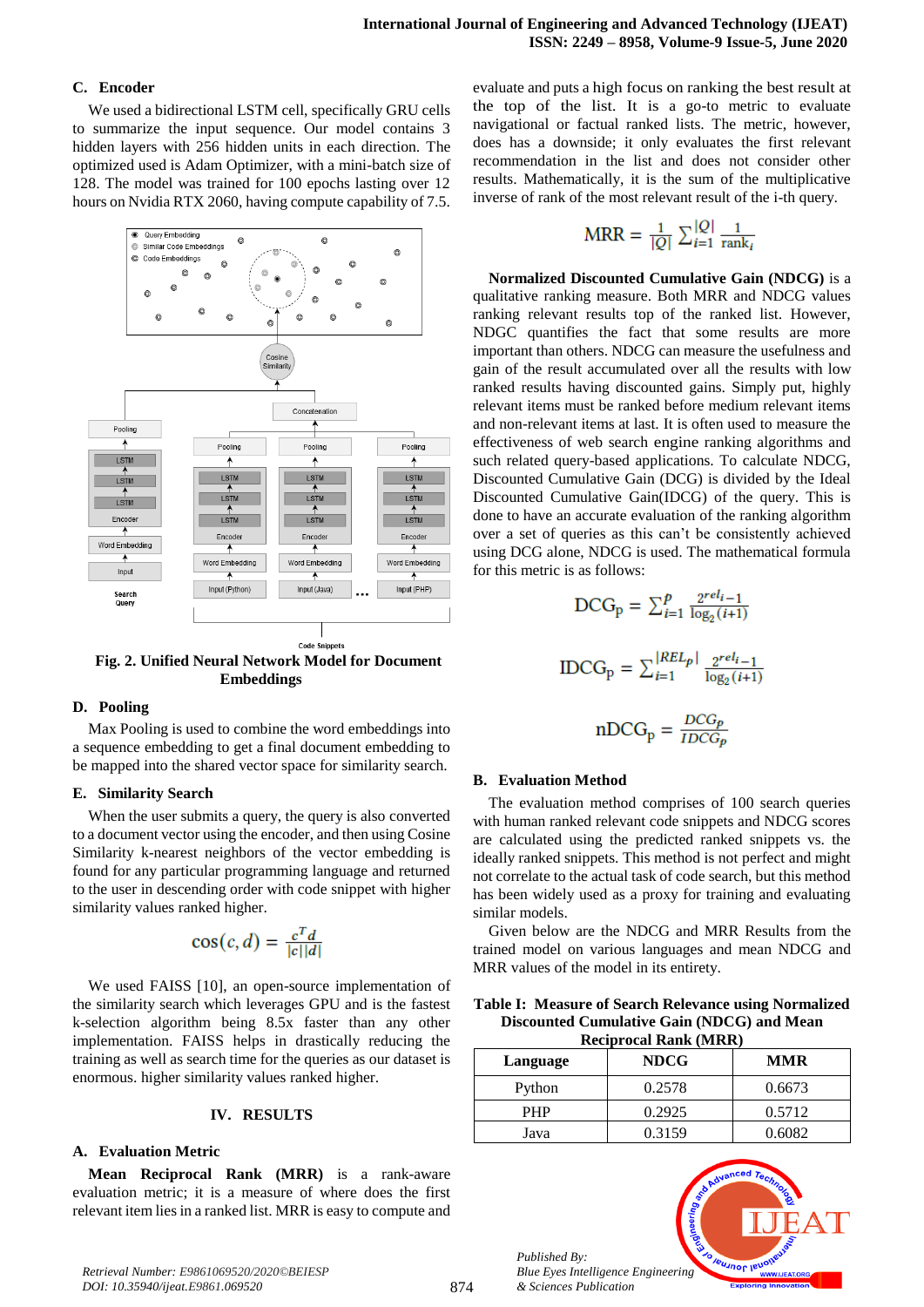### C. Encoder

We used a bidirectional LSTM cell, specifically GRU cells to summarize the input sequence. Our model contains 3 hidden layers with 256 hidden units in each direction. The optimized used is Adam Optimizer, with a mini-batch size of 128. The model was trained for 100 epochs lasting over 12 hours on Nvidia RTX 2060, having compute capability of 7.5.

**Fig. 2. Unified Neural Network Model for Document Embeddings**

### D. Pooling

Max Pooling is used to combine the word embeddings into a sequence embedding to get a final document embedding to be mapped into the shared vector space for similarity search.

### E. Similarity Search

When the user submits a query, the query is also converted to a document vector using the encoder, and then using Cosine Similarity k-nearest neighbors of the vector embedding is found for any particular programming language and returned to the user in descending order with code snippet with higher similarity values ranked higher.

$$\cos(c, d) = \frac{c^T d}{|c||d|}$$

We used FAISS [10], an open-source implementation of the similarity search which leverages GPU and is the fastest k-selection algorithm being 8.5x faster than any other implementation. FAISS helps in drastically reducing the training as well as search time for the queries as our dataset is enormous. higher similarity values ranked higher.

## IV. RESULTS

### A. Evaluation Metric

**Mean Reciprocal Rank (MRR)** is a rank-aware evaluation metric; it is a measure of where does the first relevant item lies in a ranked list. MRR is easy to compute and evaluate and puts a high focus on ranking the best result at the top of the list. It is a go-to metric to evaluate navigational or factual ranked lists. The metric, however, does has a downside; it only evaluates the first relevant recommendation in the list and does not consider other results. Mathematically, it is the sum of the multiplicative inverse of rank of the most relevant result of the i-th query.

$$\text{MRR} = \frac{1}{|Q|} \sum_{i=1}^{|Q|} \frac{1}{\text{rank}_i}$$

**Normalized Discounted Cumulative Gain (NDCG)** is a qualitative ranking measure. Both MRR and NDCG values ranking relevant results top of the ranked list. However, NDGC quantifies the fact that some results are more important than others. NDCG can measure the usefulness and gain of the result accumulated over all the results with low ranked results having discounted gains. Simply put, highly relevant items must be ranked before medium relevant items and non-relevant items at last. It is often used to measure the effectiveness of web search engine ranking algorithms and such related query-based applications. To calculate NDCG, Discounted Cumulative Gain (DCG) is divided by the Ideal Discounted Cumulative Gain(IDCG) of the query. This is done to have an accurate evaluation of the ranking algorithm over a set of queries as this can't be consistently achieved using DCG alone, NDCG is used. The mathematical formula for this metric is as follows:

$$\text{DCG}_{\text{p}} = \sum_{i=1}^{p} \frac{2^{rel_i} - 1}{\log_2(i+1)}$$

$$\text{IDCG}_{\text{p}} = \sum_{i=1}^{|REL_p|} \frac{2^{rel_i} - 1}{\log_2(i+1)}$$

$$\text{nDCG}_{\text{p}} = \frac{DCG_p}{IDCG_p}$$

### B. Evaluation Method

The evaluation method comprises of 100 search queries with human ranked relevant code snippets and NDCG scores are calculated using the predicted ranked snippets vs. the ideally ranked snippets. This method is not perfect and might not correlate to the actual task of code search, but this method has been widely used as a proxy for training and evaluating similar models.

Given below are the NDCG and MRR Results from the trained model on various languages and mean NDCG and MRR values of the model in its entirety.

**Table I: Measure of Search Relevance using Normalized Discounted Cumulative Gain (NDCG) and Mean Reciprocal Rank (MRR)**

| Language | NDCG | MRR |
|---|---|---|
| Python | 0.2578 | 0.6673 |
| PHP | 0.2925 | 0.5712 |
| Java | 0.3159 | 0.6082 |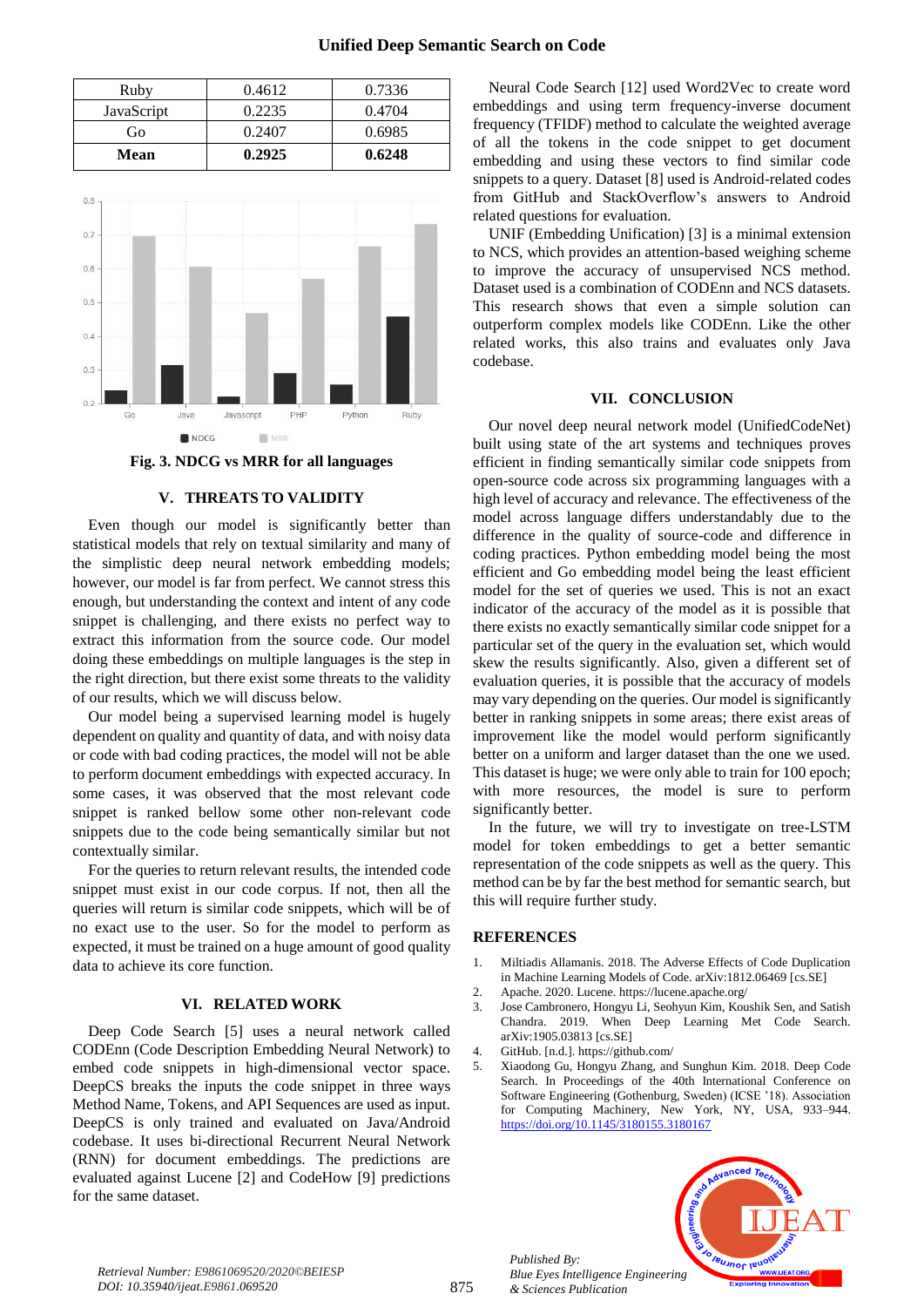| Ruby | 0.4612 | 0.7336 |
|---|---|---|
| JavaScript | 0.2235 | 0.4704 |
| Go | 0.2407 | 0.6985 |
| **Mean** | **0.2925** | **0.6248** |

**Fig. 3. NDCG vs MRR for all languages**

## V. THREATS TO VALIDITY

Even though our model is significantly better than statistical models that rely on textual similarity and many of the simplistic deep neural network embedding models; however, our model is far from perfect. We cannot stress this enough, but understanding the context and intent of any code snippet is challenging, and there exists no perfect way to extract this information from the source code. Our model doing these embeddings on multiple languages is the step in the right direction, but there exist some threats to the validity of our results, which we will discuss below.

Our model being a supervised learning model is hugely dependent on quality and quantity of data, and with noisy data or code with bad coding practices, the model will not be able to perform document embeddings with expected accuracy. In some cases, it was observed that the most relevant code snippet is ranked bellow some other non-relevant code snippets due to the code being semantically similar but not contextually similar.

For the queries to return relevant results, the intended code snippet must exist in our code corpus. If not, then all the queries will return is similar code snippets, which will be of no exact use to the user. So for the model to perform as expected, it must be trained on a huge amount of good quality data to achieve its core function.

## VI. RELATED WORK

Deep Code Search [5] uses a neural network called CODEnn (Code Description Embedding Neural Network) to embed code snippets in high-dimensional vector space. DeepCS breaks the inputs the code snippet in three ways Method Name, Tokens, and API Sequences are used as input. DeepCS is only trained and evaluated on Java/Android codebase. It uses bi-directional Recurrent Neural Network (RNN) for document embeddings. The predictions are evaluated against Lucene [2] and CodeHow [9] predictions for the same dataset.

Neural Code Search [12] used Word2Vec to create word embeddings and using term frequency-inverse document frequency (TFIDF) method to calculate the weighted average of all the tokens in the code snippet to get document embedding and using these vectors to find similar code snippets to a query. Dataset [8] used is Android-related codes from GitHub and StackOverflow's answers to Android related questions for evaluation.

UNIF (Embedding Unification) [3] is a minimal extension to NCS, which provides an attention-based weighing scheme to improve the accuracy of unsupervised NCS method. Dataset used is a combination of CODEnn and NCS datasets. This research shows that even a simple solution can outperform complex models like CODEnn. Like the other related works, this also trains and evaluates only Java codebase.

## VII. CONCLUSION

Our novel deep neural network model (UnifiedCodeNet) built using state of the art systems and techniques proves efficient in finding semantically similar code snippets from open-source code across six programming languages with a high level of accuracy and relevance. The effectiveness of the model across languages differs understandably due to the difference in the quality of source-code and difference in coding practices. Python embedding model being the most efficient and Go embedding model being the least efficient model for the set of queries we used. This is not an exact indicator of the accuracy of the model as it is possible that there exists no exactly semantically similar code snippet for a particular set of the query in the evaluation set, which would skew the results significantly. Also, given a different set of evaluation queries, it is possible that the accuracy of models may vary depending on the queries. Our model is significantly better in ranking snippets in some areas; there exist areas of improvement like the model would perform significantly better on a uniform and larger dataset than the one we used. This dataset is huge; we were only able to train for 100 epoch; with more resources, the model is sure to perform significantly better.

In the future, we will try to investigate on tree-LSTM model for token embeddings to get a better semantic representation of the code snippets as well as the query. This method can be by far the best method for semantic search, but this will require further study.

## REFERENCES

1. Miltiadis Allamanis. 2018. The Adverse Effects of Code Duplication in Machine Learning Models of Code. arXiv:1812.06469 [cs.SE]
2. Apache. 2020. Lucene. https://lucene.apache.org/
3. Jose Cambronero, Hongyu Li, Seohyun Kim, Koushik Sen, and Satish Chandra. 2019. When Deep Learning Met Code Search. arXiv:1905.03813 [cs.SE]
4. GitHub. [n.d.]. https://github.com/
5. Xiaodong Gu, Hongyu Zhang, and Sunghun Kim. 2018. Deep Code Search. In Proceedings of the 40th International Conference on Software Engineering (Gothenburg, Sweden) (ICSE '18). Association for Computing Machinery, New York, NY, USA, 933–944. https://doi.org/10.1145/3180155.3180167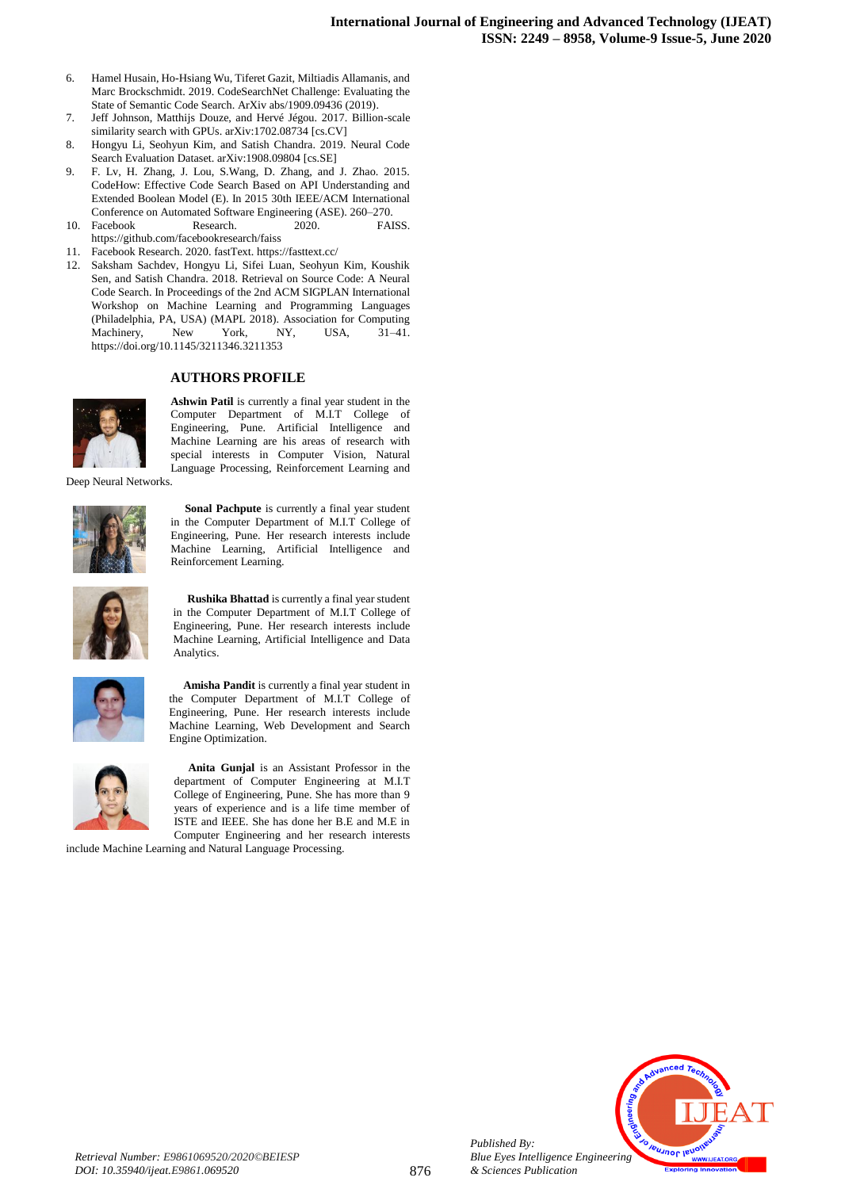6. Hamel Husain, Ho-Hsiang Wu, Tiferet Gazit, Miltiadis Allamanis, and Marc Brockschmidt. 2019. CodeSearchNet Challenge: Evaluating the State of Semantic Code Search. ArXiv abs/1909.09436 (2019).
7. Jeff Johnson, Matthijs Douze, and Hervé Jégou. 2017. Billion-scale similarity search with GPUs. arXiv:1702.08734 [cs.CV]
8. Hongyu Li, Seohyun Kim, and Satish Chandra. 2019. Neural Code Search Evaluation Dataset. arXiv:1908.09804 [cs.SE]
9. F. Lv, H. Zhang, J. Lou, S.Wang, D. Zhang, and J. Zhao. 2015. CodeHow: Effective Code Search Based on API Understanding and Extended Boolean Model (E). In 2015 30th IEEE/ACM International Conference on Automated Software Engineering (ASE). 260–270.
10. Facebook Research. 2020. FAISS. https://github.com/facebookresearch/faiss
11. Facebook Research. 2020. fastText. https://fasttext.cc/
12. Saksham Sachdev, Hongyu Li, Sifei Luan, Seohyun Kim, Koushik Sen, and Satish Chandra. 2018. Retrieval on Source Code: A Neural Code Search. In Proceedings of the 2nd ACM SIGPLAN International Workshop on Machine Learning and Programming Languages (Philadelphia, PA, USA) (MAPL 2018). Association for Computing Machinery, New York, NY, USA, 31–41. https://doi.org/10.1145/3211346.3211353

## AUTHORS PROFILE

**Ashwin Patil** is currently a final year student in the Computer Department of M.I.T College of Engineering, Pune. Artificial Intelligence and Machine Learning are his areas of research with special interests in Computer Vision, Natural Language Processing, Reinforcement Learning and Deep Neural Networks.

**Sonal Pachpute** is currently a final year student in the Computer Department of M.I.T College of Engineering, Pune. Her research interests include Machine Learning, Artificial Intelligence and Reinforcement Learning.

**Rushika Bhattad** is currently a final year student in the Computer Department of M.I.T College of Engineering, Pune. Her research interests include Machine Learning, Artificial Intelligence and Data Analytics.

**Amisha Pandit** is currently a final year student in the Computer Department of M.I.T College of Engineering, Pune. Her research interests include Machine Learning, Web Development and Search Engine Optimization.

**Anita Gunjal** is an Assistant Professor in the department of Computer Engineering at M.I.T College of Engineering, Pune. She has more than 9 years of experience and is a life time member of ISTE and IEEE. She has done her B.E and M.E in Computer Engineering and her research interests include Machine Learning and Natural Language Processing.